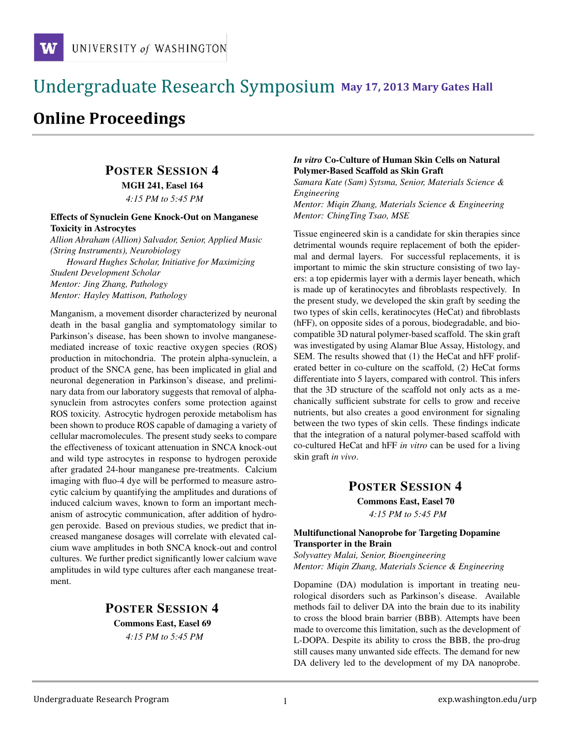# Undergraduate Research Symposium **May 17, 2013 Mary Gates Hall**

## Online Proceedings

### POSTER SESSION 4

**MGH 241, Easel 164**

*4:15 PM to 5:45 PM*

**Effects of Synuclein Gene Knock-Out on Manganese Toxicity in Astrocytes**

*Allion Abraham (Allion) Salvador, Senior, Applied Music (String Instruments), Neurobiology*
*Howard Hughes Scholar, Initiative for Maximizing Student Development Scholar*
*Mentor: Jing Zhang, Pathology*
*Mentor: Hayley Mattison, Pathology*

Manganism, a movement disorder characterized by neuronal death in the basal ganglia and symptomatology similar to Parkinson's disease, has been shown to involve manganese-mediated increase of toxic reactive oxygen species (ROS) production in mitochondria. The protein alpha-synuclein, a product of the SNCA gene, has been implicated in glial and neuronal degeneration in Parkinson's disease, and preliminary data from our laboratory suggests that removal of alpha-synuclein from astrocytes confers some protection against ROS toxicity. Astrocytic hydrogen peroxide metabolism has been shown to produce ROS capable of damaging a variety of cellular macromolecules. The present study seeks to compare the effectiveness of toxicant attenuation in SNCA knock-out and wild type astrocytes in response to hydrogen peroxide after gradated 24-hour manganese pre-treatments. Calcium imaging with fluo-4 dye will be performed to measure astrocytic calcium by quantifying the amplitudes and durations of induced calcium waves, known to form an important mechanism of astrocytic communication, after addition of hydrogen peroxide. Based on previous studies, we predict that increased manganese dosages will correlate with elevated calcium wave amplitudes in both SNCA knock-out and control cultures. We further predict significantly lower calcium wave amplitudes in wild type cultures after each manganese treatment.

### POSTER SESSION 4

**Commons East, Easel 69**

*4:15 PM to 5:45 PM*

***In vitro* Co-Culture of Human Skin Cells on Natural Polymer-Based Scaffold as Skin Graft**

*Samara Kate (Sam) Sytsma, Senior, Materials Science & Engineering*
*Mentor: Miqin Zhang, Materials Science & Engineering*
*Mentor: ChingTing Tsao, MSE*

Tissue engineered skin is a candidate for skin therapies since detrimental wounds require replacement of both the epidermal and dermal layers. For successful replacements, it is important to mimic the skin structure consisting of two layers: a top epidermis layer with a dermis layer beneath, which is made up of keratinocytes and fibroblasts respectively. In the present study, we developed the skin graft by seeding the two types of skin cells, keratinocytes (HeCat) and fibroblasts (hFF), on opposite sides of a porous, biodegradable, and biocompatible 3D natural polymer-based scaffold. The skin graft was investigated by using Alamar Blue Assay, Histology, and SEM. The results showed that (1) the HeCat and hFF proliferated better in co-culture on the scaffold, (2) HeCat forms differentiate into 5 layers, compared with control. This infers that the 3D structure of the scaffold not only acts as a mechanically sufficient substrate for cells to grow and receive nutrients, but also creates a good environment for signaling between the two types of skin cells. These findings indicate that the integration of a natural polymer-based scaffold with co-cultured HeCat and hFF *in vitro* can be used for a living skin graft *in vivo*.

### POSTER SESSION 4

**Commons East, Easel 70**

*4:15 PM to 5:45 PM*

**Multifunctional Nanoprobe for Targeting Dopamine Transporter in the Brain**

*Solyvattey Malai, Senior, Bioengineering*
*Mentor: Miqin Zhang, Materials Science & Engineering*

Dopamine (DA) modulation is important in treating neurological disorders such as Parkinson's disease. Available methods fail to deliver DA into the brain due to its inability to cross the blood brain barrier (BBB). Attempts have been made to overcome this limitation, such as the development of L-DOPA. Despite its ability to cross the BBB, the pro-drug still causes many unwanted side effects. The demand for new DA delivery led to the development of my DA nanoprobe.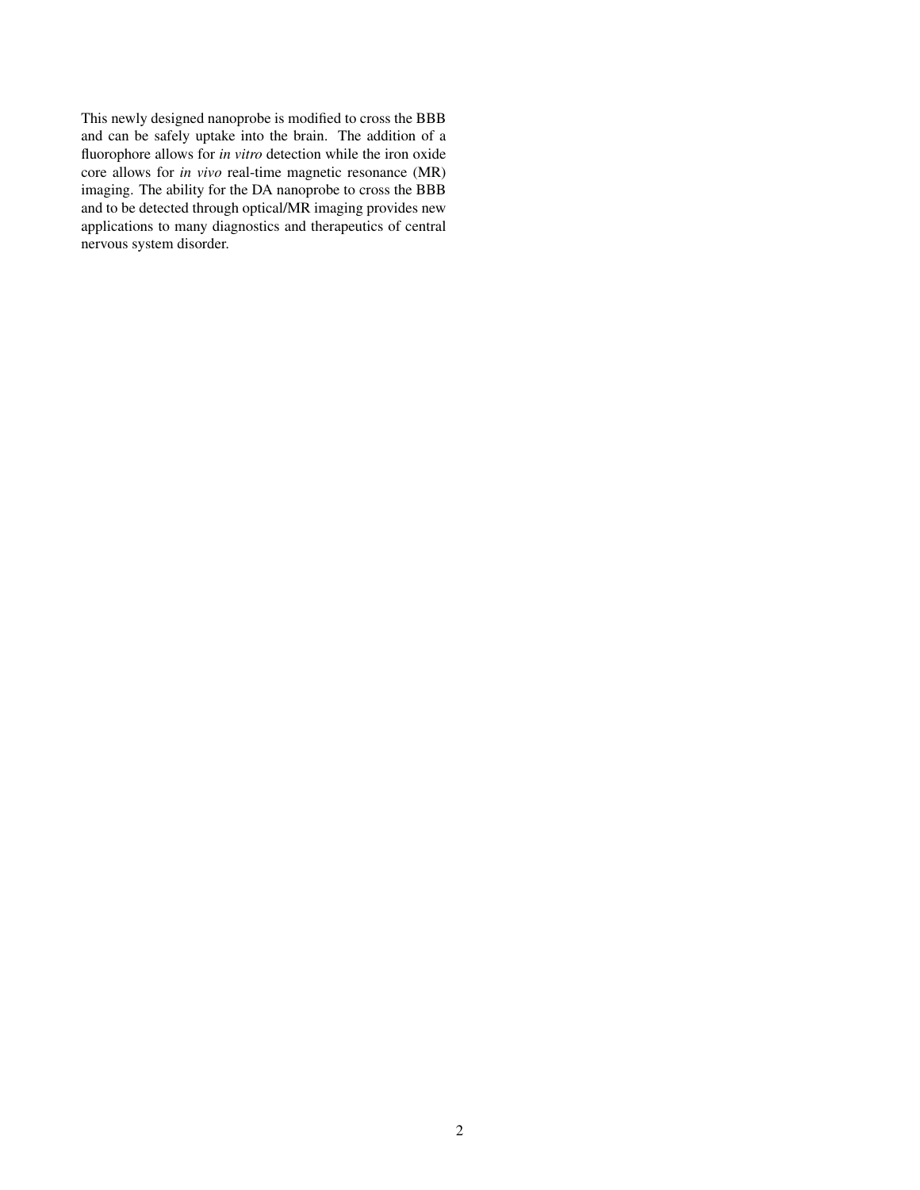This newly designed nanoprobe is modified to cross the BBB and can be safely uptake into the brain. The addition of a fluorophore allows for *in vitro* detection while the iron oxide core allows for *in vivo* real-time magnetic resonance (MR) imaging. The ability for the DA nanoprobe to cross the BBB and to be detected through optical/MR imaging provides new applications to many diagnostics and therapeutics of central nervous system disorder.